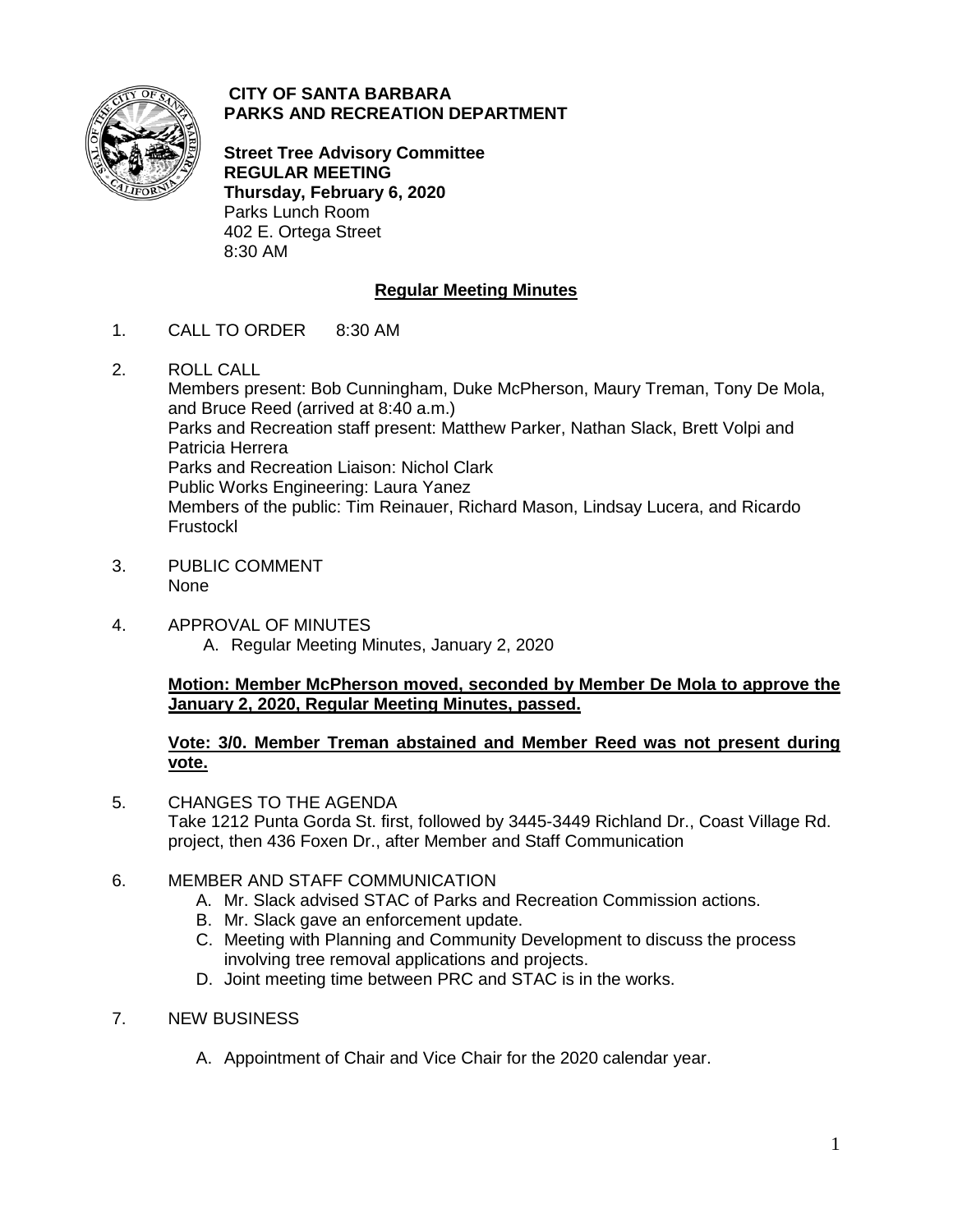**CITY OF SANTA BARBARA**
**PARKS AND RECREATION DEPARTMENT**

**Street Tree Advisory Committee**
**REGULAR MEETING**
**Thursday, February 6, 2020**
Parks Lunch Room
402 E. Ortega Street
8:30 AM

## Regular Meeting Minutes

1. CALL TO ORDER 8:30 AM

2. ROLL CALL
   Members present: Bob Cunningham, Duke McPherson, Maury Treman, Tony De Mola, and Bruce Reed (arrived at 8:40 a.m.)
   Parks and Recreation staff present: Matthew Parker, Nathan Slack, Brett Volpi and Patricia Herrera
   Parks and Recreation Liaison: Nichol Clark
   Public Works Engineering: Laura Yanez
   Members of the public: Tim Reinauer, Richard Mason, Lindsay Lucera, and Ricardo Frustockl

3. PUBLIC COMMENT
   None

4. APPROVAL OF MINUTES
   A. Regular Meeting Minutes, January 2, 2020

   **Motion: Member McPherson moved, seconded by Member De Mola to approve the January 2, 2020, Regular Meeting Minutes, passed.**

   **Vote: 3/0. Member Treman abstained and Member Reed was not present during vote.**

5. CHANGES TO THE AGENDA
   Take 1212 Punta Gorda St. first, followed by 3445-3449 Richland Dr., Coast Village Rd. project, then 436 Foxen Dr., after Member and Staff Communication

6. MEMBER AND STAFF COMMUNICATION
   A. Mr. Slack advised STAC of Parks and Recreation Commission actions.
   B. Mr. Slack gave an enforcement update.
   C. Meeting with Planning and Community Development to discuss the process involving tree removal applications and projects.
   D. Joint meeting time between PRC and STAC is in the works.

7. NEW BUSINESS

   A. Appointment of Chair and Vice Chair for the 2020 calendar year.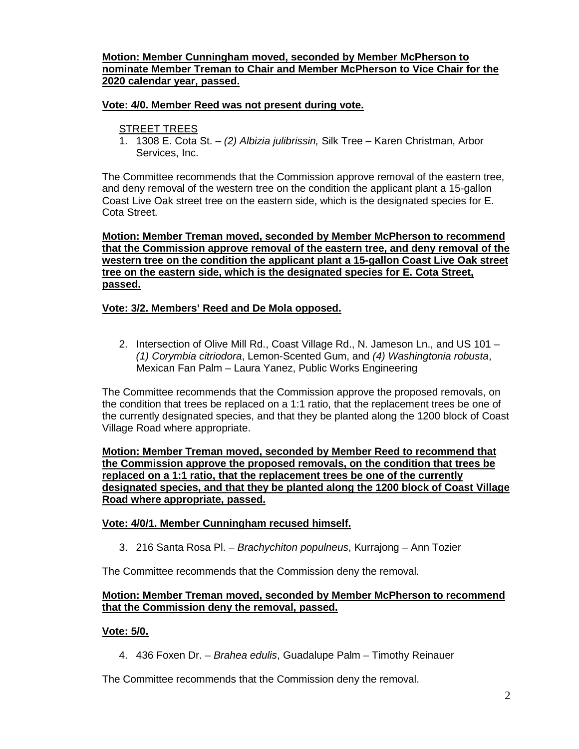**Motion: Member Cunningham moved, seconded by Member McPherson to nominate Member Treman to Chair and Member McPherson to Vice Chair for the 2020 calendar year, passed.**

**Vote: 4/0. Member Reed was not present during vote.**

STREET TREES

1. 1308 E. Cota St. – *(2) Albizia julibrissin,* Silk Tree – Karen Christman, Arbor Services, Inc.

The Committee recommends that the Commission approve removal of the eastern tree, and deny removal of the western tree on the condition the applicant plant a 15-gallon Coast Live Oak street tree on the eastern side, which is the designated species for E. Cota Street.

**Motion: Member Treman moved, seconded by Member McPherson to recommend that the Commission approve removal of the eastern tree, and deny removal of the western tree on the condition the applicant plant a 15-gallon Coast Live Oak street tree on the eastern side, which is the designated species for E. Cota Street, passed.**

**Vote: 3/2. Members' Reed and De Mola opposed.**

2. Intersection of Olive Mill Rd., Coast Village Rd., N. Jameson Ln., and US 101 – *(1) Corymbia citriodora*, Lemon-Scented Gum, and *(4) Washingtonia robusta*, Mexican Fan Palm – Laura Yanez, Public Works Engineering

The Committee recommends that the Commission approve the proposed removals, on the condition that trees be replaced on a 1:1 ratio, that the replacement trees be one of the currently designated species, and that they be planted along the 1200 block of Coast Village Road where appropriate.

**Motion: Member Treman moved, seconded by Member Reed to recommend that the Commission approve the proposed removals, on the condition that trees be replaced on a 1:1 ratio, that the replacement trees be one of the currently designated species, and that they be planted along the 1200 block of Coast Village Road where appropriate, passed.**

**Vote: 4/0/1. Member Cunningham recused himself.**

3. 216 Santa Rosa Pl. – *Brachychiton populneus*, Kurrajong – Ann Tozier

The Committee recommends that the Commission deny the removal.

**Motion: Member Treman moved, seconded by Member McPherson to recommend that the Commission deny the removal, passed.**

**Vote: 5/0.**

4. 436 Foxen Dr. – *Brahea edulis*, Guadalupe Palm – Timothy Reinauer

The Committee recommends that the Commission deny the removal.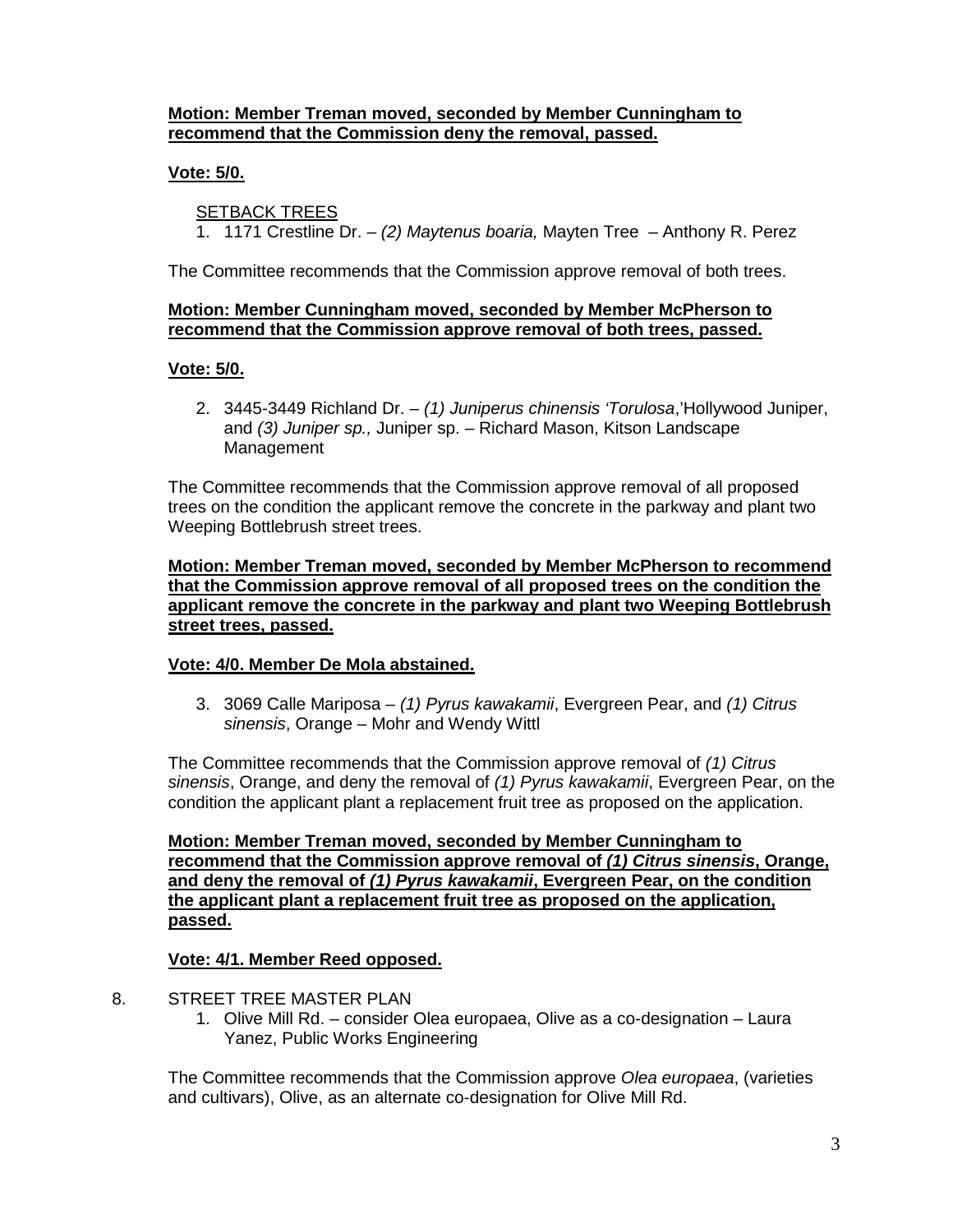**Motion: Member Treman moved, seconded by Member Cunningham to recommend that the Commission deny the removal, passed.**

**Vote: 5/0.**

SETBACK TREES

1. 1171 Crestline Dr. – *(2) Maytenus boaria,* Mayten Tree – Anthony R. Perez

The Committee recommends that the Commission approve removal of both trees.

**Motion: Member Cunningham moved, seconded by Member McPherson to recommend that the Commission approve removal of both trees, passed.**

**Vote: 5/0.**

2. 3445-3449 Richland Dr. – *(1) Juniperus chinensis 'Torulosa*,'Hollywood Juniper, and *(3) Juniper sp.,* Juniper sp. – Richard Mason, Kitson Landscape Management

The Committee recommends that the Commission approve removal of all proposed trees on the condition the applicant remove the concrete in the parkway and plant two Weeping Bottlebrush street trees.

**Motion: Member Treman moved, seconded by Member McPherson to recommend that the Commission approve removal of all proposed trees on the condition the applicant remove the concrete in the parkway and plant two Weeping Bottlebrush street trees, passed.**

**Vote: 4/0. Member De Mola abstained.**

3. 3069 Calle Mariposa – *(1) Pyrus kawakamii*, Evergreen Pear, and *(1) Citrus sinensis*, Orange – Mohr and Wendy Wittl

The Committee recommends that the Commission approve removal of *(1) Citrus sinensis*, Orange, and deny the removal of *(1) Pyrus kawakamii*, Evergreen Pear, on the condition the applicant plant a replacement fruit tree as proposed on the application.

**Motion: Member Treman moved, seconded by Member Cunningham to recommend that the Commission approve removal of *(1) Citrus sinensis*, Orange, and deny the removal of *(1) Pyrus kawakamii*, Evergreen Pear, on the condition the applicant plant a replacement fruit tree as proposed on the application, passed.**

**Vote: 4/1. Member Reed opposed.**

8. STREET TREE MASTER PLAN
   1. Olive Mill Rd. – consider Olea europaea, Olive as a co-designation – Laura Yanez, Public Works Engineering

The Committee recommends that the Commission approve *Olea europaea*, (varieties and cultivars), Olive, as an alternate co-designation for Olive Mill Rd.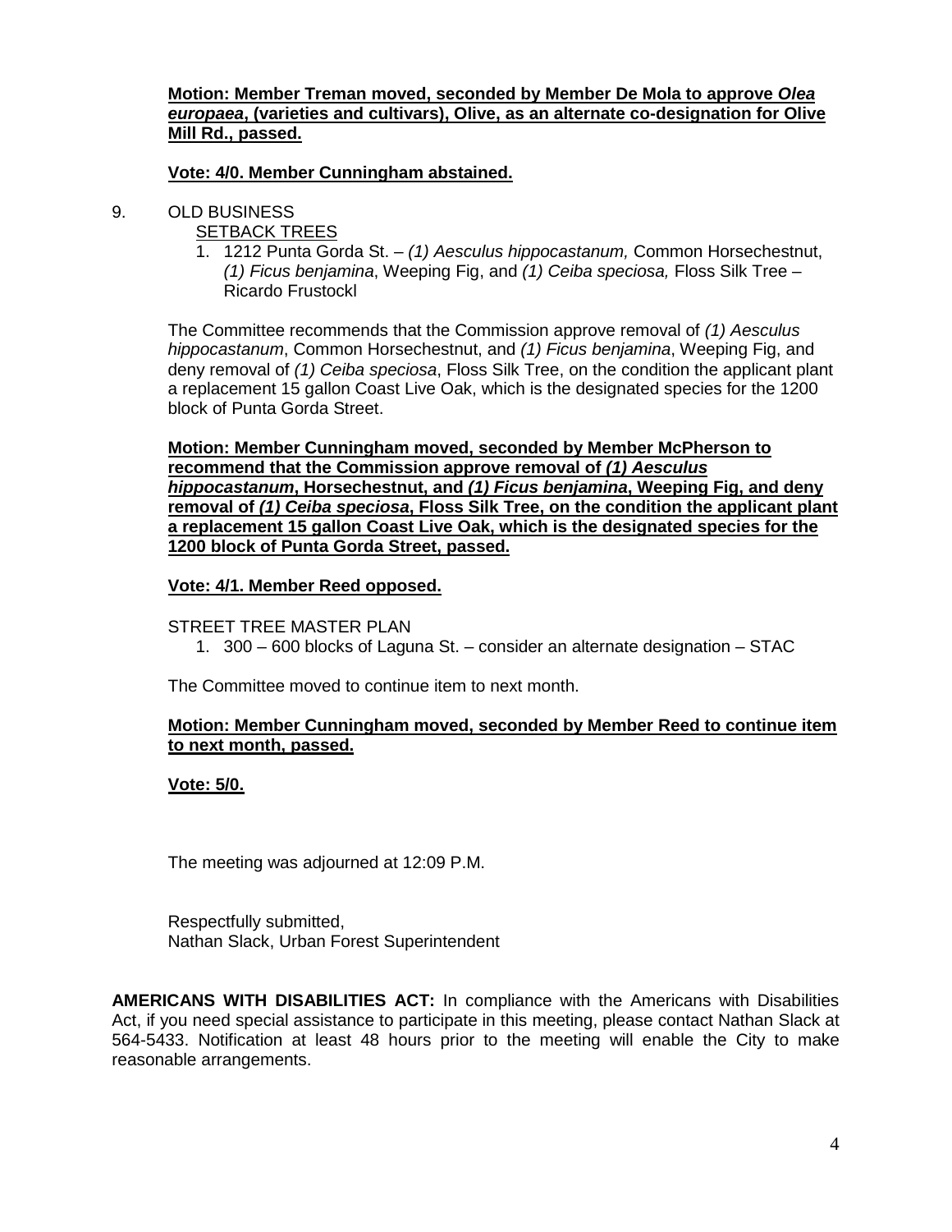**Motion: Member Treman moved, seconded by Member De Mola to approve *Olea europaea*, (varieties and cultivars), Olive, as an alternate co-designation for Olive Mill Rd., passed.**

**Vote: 4/0. Member Cunningham abstained.**

9. OLD BUSINESS

   SETBACK TREES

   1. 1212 Punta Gorda St. – *(1) Aesculus hippocastanum,* Common Horsechestnut, *(1) Ficus benjamina*, Weeping Fig, and *(1) Ceiba speciosa,* Floss Silk Tree – Ricardo Frustockl

The Committee recommends that the Commission approve removal of *(1) Aesculus hippocastanum*, Common Horsechestnut, and *(1) Ficus benjamina*, Weeping Fig, and deny removal of *(1) Ceiba speciosa*, Floss Silk Tree, on the condition the applicant plant a replacement 15 gallon Coast Live Oak, which is the designated species for the 1200 block of Punta Gorda Street.

**Motion: Member Cunningham moved, seconded by Member McPherson to recommend that the Commission approve removal of *(1) Aesculus hippocastanum*, Horsechestnut, and *(1) Ficus benjamina*, Weeping Fig, and deny removal of *(1) Ceiba speciosa*, Floss Silk Tree, on the condition the applicant plant a replacement 15 gallon Coast Live Oak, which is the designated species for the 1200 block of Punta Gorda Street, passed.**

**Vote: 4/1. Member Reed opposed.**

STREET TREE MASTER PLAN

1. 300 – 600 blocks of Laguna St. – consider an alternate designation – STAC

The Committee moved to continue item to next month.

**Motion: Member Cunningham moved, seconded by Member Reed to continue item to next month, passed.**

**Vote: 5/0.**

The meeting was adjourned at 12:09 P.M.

Respectfully submitted,
Nathan Slack, Urban Forest Superintendent

**AMERICANS WITH DISABILITIES ACT:** In compliance with the Americans with Disabilities Act, if you need special assistance to participate in this meeting, please contact Nathan Slack at 564-5433. Notification at least 48 hours prior to the meeting will enable the City to make reasonable arrangements.